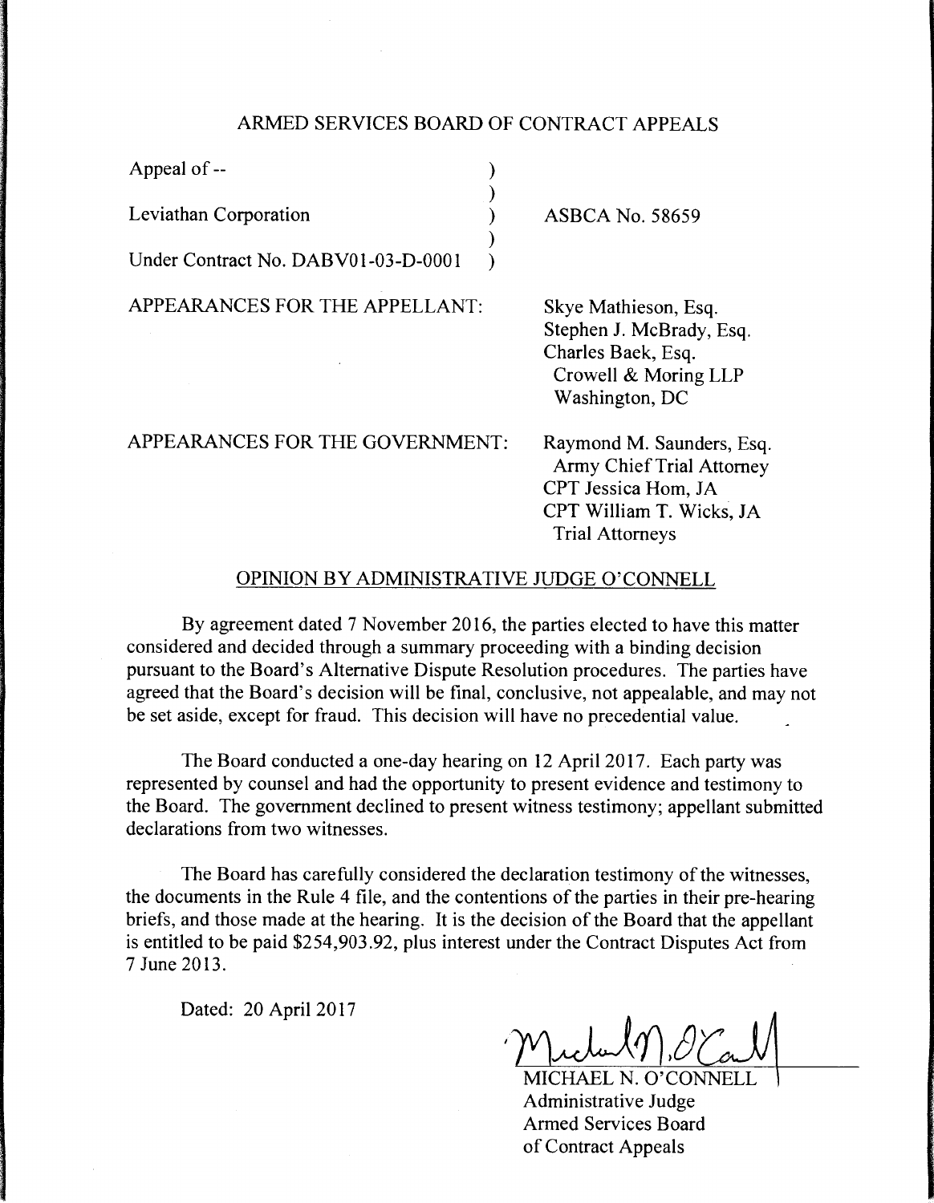# ARMED SERVICES BOARD OF CONTRACT APPEALS

| | |
|---|---|
| Appeal of -- | |
| Leviathan Corporation | ASBCA No. 58659 |
| Under Contract No. DABV01-03-D-0001 | |

APPEARANCES FOR THE APPELLANT:

Skye Mathieson, Esq.
Stephen J. McBrady, Esq.
Charles Baek, Esq.
Crowell & Moring LLP
Washington, DC

APPEARANCES FOR THE GOVERNMENT:

Raymond M. Saunders, Esq.
Army Chief Trial Attorney
CPT Jessica Hom, JA
CPT William T. Wicks, JA
Trial Attorneys

## OPINION BY ADMINISTRATIVE JUDGE O'CONNELL

By agreement dated 7 November 2016, the parties elected to have this matter considered and decided through a summary proceeding with a binding decision pursuant to the Board's Alternative Dispute Resolution procedures. The parties have agreed that the Board's decision will be final, conclusive, not appealable, and may not be set aside, except for fraud. This decision will have no precedential value.

The Board conducted a one-day hearing on 12 April 2017. Each party was represented by counsel and had the opportunity to present evidence and testimony to the Board. The government declined to present witness testimony; appellant submitted declarations from two witnesses.

The Board has carefully considered the declaration testimony of the witnesses, the documents in the Rule 4 file, and the contentions of the parties in their pre-hearing briefs, and those made at the hearing. It is the decision of the Board that the appellant is entitled to be paid $254,903.92, plus interest under the Contract Disputes Act from 7 June 2013.

Dated: 20 April 2017

MICHAEL N. O'CONNELL
Administrative Judge
Armed Services Board
of Contract Appeals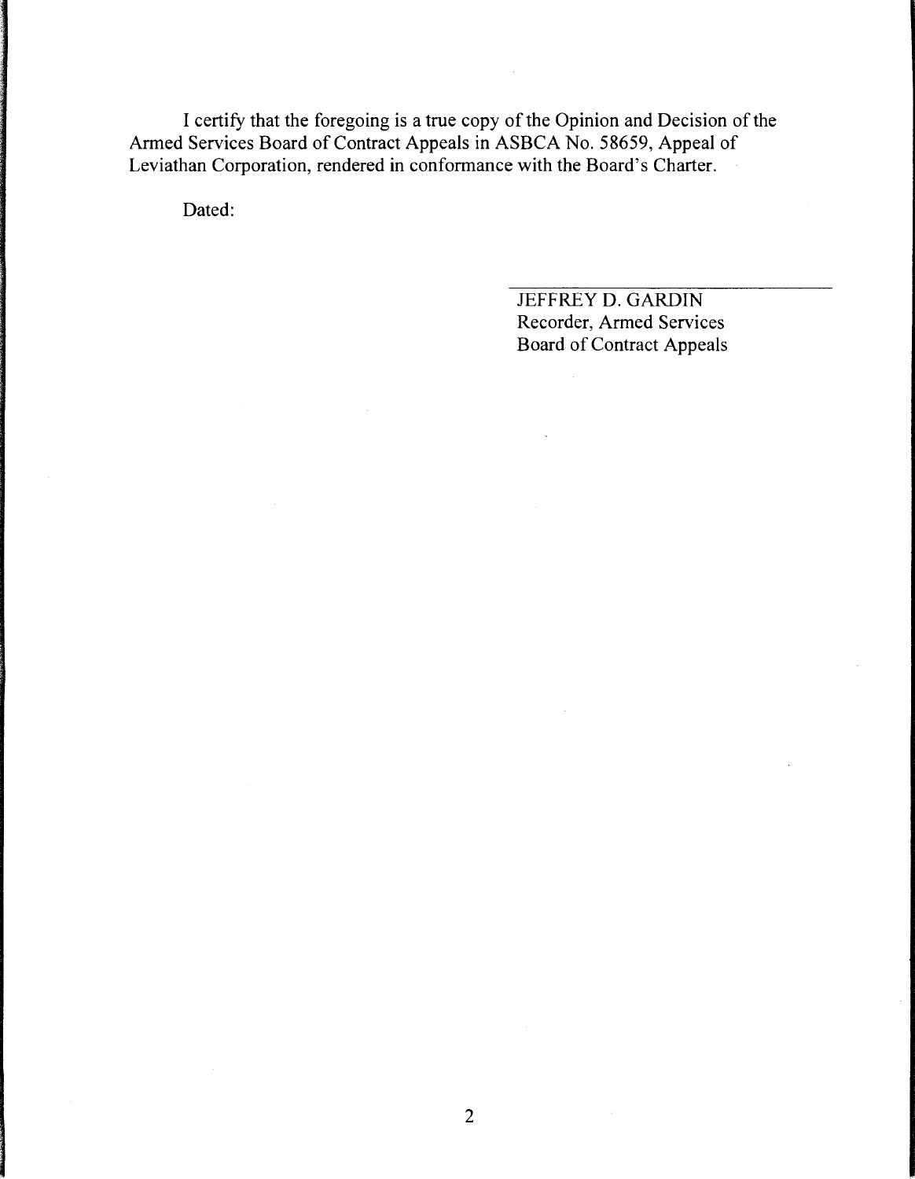I certify that the foregoing is a true copy of the Opinion and Decision of the Armed Services Board of Contract Appeals in ASBCA No. 58659, Appeal of Leviathan Corporation, rendered in conformance with the Board's Charter.

Dated:

JEFFREY D. GARDIN
Recorder, Armed Services
Board of Contract Appeals